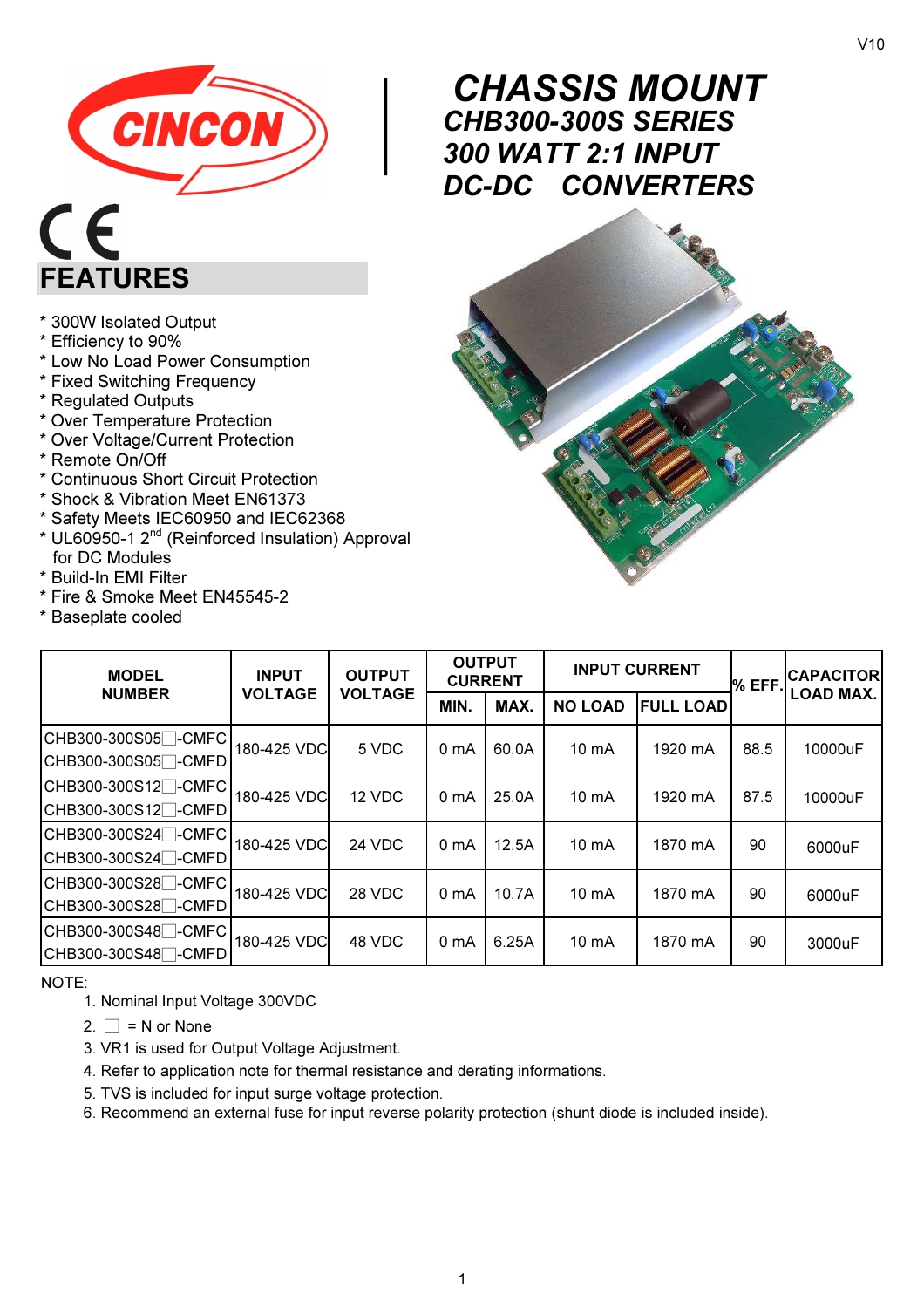V10

# CHASSIS MOUNT
## CHB300-300S SERIES
## 300 WATT 2:1 INPUT
## DC-DC CONVERTERS

CINCON

CE

## FEATURES

* 300W Isolated Output
* Efficiency to 90%
* Low No Load Power Consumption
* Fixed Switching Frequency
* Regulated Outputs
* Over Temperature Protection
* Over Voltage/Current Protection
* Remote On/Off
* Continuous Short Circuit Protection
* Shock & Vibration Meet EN61373
* Safety Meets IEC60950 and IEC62368
* UL60950-1 2nd (Reinforced Insulation) Approval for DC Modules
* Build-In EMI Filter
* Fire & Smoke Meet EN45545-2
* Baseplate cooled

| MODEL NUMBER | INPUT VOLTAGE | OUTPUT VOLTAGE | OUTPUT CURRENT | | INPUT CURRENT | | % EFF. | CAPACITOR LOAD MAX. |
|---|---|---|---|---|---|---|---|---|
| | | | MIN. | MAX. | NO LOAD | FULL LOAD | | |
| CHB300-300S05□-CMFC<br>CHB300-300S05□-CMFD | 180-425 VDC | 5 VDC | 0 mA | 60.0A | 10 mA | 1920 mA | 88.5 | 10000uF |
| CHB300-300S12□-CMFC<br>CHB300-300S12□-CMFD | 180-425 VDC | 12 VDC | 0 mA | 25.0A | 10 mA | 1920 mA | 87.5 | 10000uF |
| CHB300-300S24□-CMFC<br>CHB300-300S24□-CMFD | 180-425 VDC | 24 VDC | 0 mA | 12.5A | 10 mA | 1870 mA | 90 | 6000uF |
| CHB300-300S28□-CMFC<br>CHB300-300S28□-CMFD | 180-425 VDC | 28 VDC | 0 mA | 10.7A | 10 mA | 1870 mA | 90 | 6000uF |
| CHB300-300S48□-CMFC<br>CHB300-300S48□-CMFD | 180-425 VDC | 48 VDC | 0 mA | 6.25A | 10 mA | 1870 mA | 90 | 3000uF |

NOTE:

1. Nominal Input Voltage 300VDC
2. □ = N or None
3. VR1 is used for Output Voltage Adjustment.
4. Refer to application note for thermal resistance and derating informations.
5. TVS is included for input surge voltage protection.
6. Recommend an external fuse for input reverse polarity protection (shunt diode is included inside).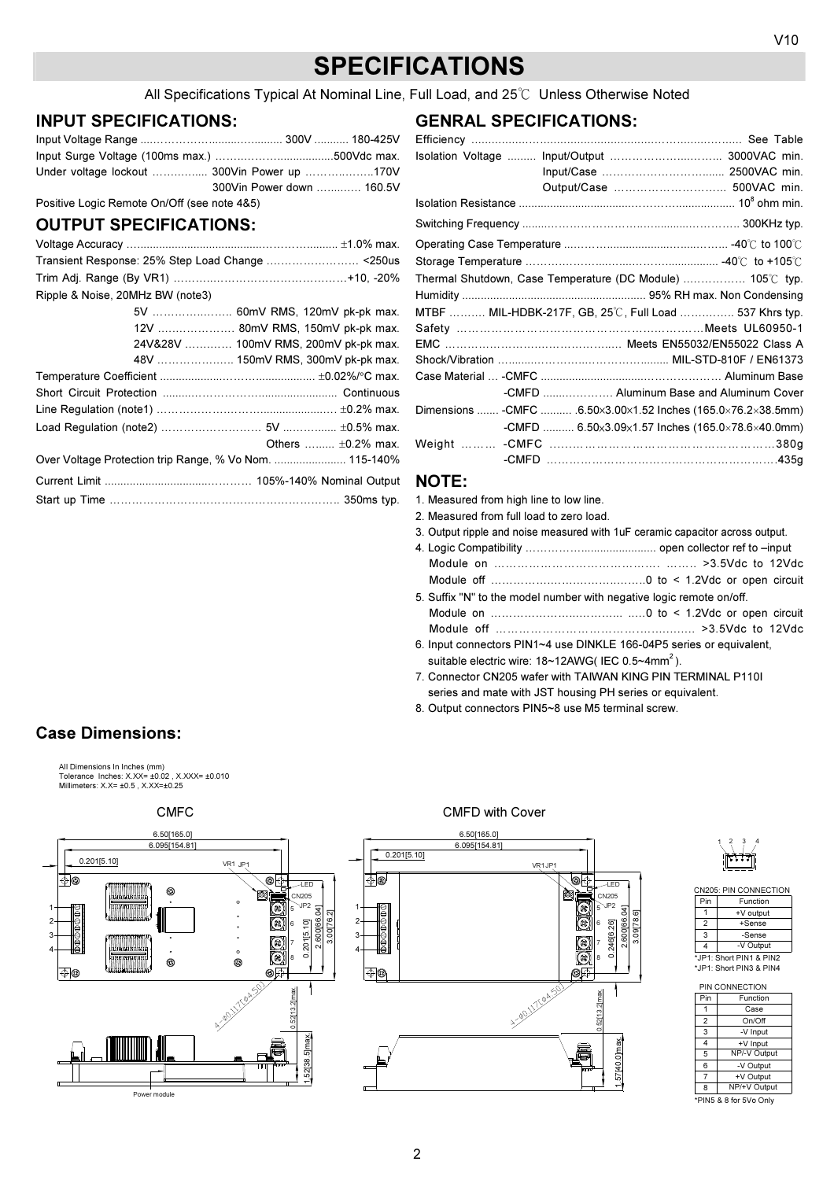# SPECIFICATIONS

All Specifications Typical At Nominal Line, Full Load, and 25℃ Unless Otherwise Noted

## INPUT SPECIFICATIONS:

Input Voltage Range .................................. 300V ........... 180-425V

Input Surge Voltage (100ms max.) ..................................500Vdc max.

Under voltage lockout ................ 300Vin Power up ...................170V
300Vin Power down ............. 160.5V

Positive Logic Remote On/Off (see note 4&5)

## OUTPUT SPECIFICATIONS:

Voltage Accuracy ............................................................... ±1.0% max.

Transient Response: 25% Step Load Change ......................... <250us

Trim Adj. Range (By VR1) ...............................................+10, -20%

Ripple & Noise, 20MHz BW (note3)

5V ..................... 60mV RMS, 120mV pk-pk max.
12V ..................... 80mV RMS, 150mV pk-pk max.
24V&28V ............. 100mV RMS, 200mV pk-pk max.
48V ..................... 150mV RMS, 300mV pk-pk max.

Temperature Coefficient ................................................ ±0.02%/°C max.

Short Circuit Protection .............................................. Continuous

Line Regulation (note1) ................................................ ±0.2% max.

Load Regulation (note2) ........................... 5V ................ ±0.5% max.
Others ......... ±0.2% max.

Over Voltage Protection trip Range, % Vo Nom. ....................... 115-140%

Current Limit .......................................... 105%-140% Nominal Output

Start up Time ............................................................ 350ms typ.

## GENRAL SPECIFICATIONS:

Efficiency ................................................................... See Table

Isolation Voltage ......... Input/Output .............................. 3000VAC min.
Input/Case .................................. 2500VAC min.
Output/Case ............................. 500VAC min.

Isolation Resistance .................................................... $10^8$ ohm min.

Switching Frequency ...................................................... 300KHz typ.

Operating Case Temperature ............................................ -40℃ to 100℃

Storage Temperature ....................................................... -40℃ to +105℃

Thermal Shutdown, Case Temperature (DC Module) ................ 105℃ typ.

Humidity ........................................................ 95% RH max. Non Condensing

MTBF .......... MIL-HDBK-217F, GB, 25℃, Full Load ............... 537 Khrs typ.

Safety ................................................................ Meets UL60950-1

EMC .............................................. Meets EN55032/EN55022 Class A

Shock/Vibration ............................................ MIL-STD-810F / EN61373

Case Material ... -CMFC ............................................. Aluminum Base
-CMFD .................... Aluminum Base and Aluminum Cover

Dimensions ....... -CMFC .......... 6.50×3.00×1.52 Inches (165.0×76.2×38.5mm)
-CMFD .......... 6.50×3.09×1.57 Inches (165.0×78.6×40.0mm)

Weight ......... -CMFC ..................................................... 380g
-CMFD ..................................................... 435g

## NOTE:

1. Measured from high line to low line.
2. Measured from full load to zero load.
3. Output ripple and noise measured with 1uF ceramic capacitor across output.
4. Logic Compatibility ...................................... open collector ref to –input
   Module on ............................................ >3.5Vdc to 12Vdc
   Module off ......................................0 to < 1.2Vdc or open circuit
5. Suffix "N" to the model number with negative logic remote on/off.
   Module on ....................................0 to < 1.2Vdc or open circuit
   Module off ............................................ >3.5Vdc to 12Vdc
6. Input connectors PIN1~4 use DINKLE 166-04P5 series or equivalent, suitable electric wire: 18~12AWG( IEC 0.5~4mm$^2$ ).
7. Connector CN205 wafer with TAIWAN KING PIN TERMINAL P110I series and mate with JST housing PH series or equivalent.
8. Output connectors PIN5~8 use M5 terminal screw.

## Case Dimensions:

All Dimensions In Inches (mm)
Tolerance Inches: X.XX= ±0.02 , X.XXX= ±0.010
Millimeters: X.X= ±0.5 , X.XX=±0.25

CMFC

6.50[165.0]
6.095[154.81]
0.201[5.10]
VR1 JP1
LED
CN205
JP2
0.201[5.10]
2.600[66.04]
3.00[76.2]
4-φ0.177[φ4.50]
0.52[13.2]max.
1.52[38.5]max.
Power module

CMFD with Cover

6.50[165.0]
6.095[154.81]
0.201[5.10]
VR1 JP1
LED
CN205
JP2
0.246[6.26]
2.600[66.04]
3.09[78.6]
4-φ0.177[φ4.50]
0.52[13.2]max.
1.57[40.0]max.

CN205: PIN CONNECTION

| Pin | Function |
|---|---|
| 1 | +V output |
| 2 | +Sense |
| 3 | -Sense |
| 4 | -V Output |

*JP1: Short PIN1 & PIN2
*JP1: Short PIN3 & PIN4

PIN CONNECTION

| Pin | Function |
|---|---|
| 1 | Case |
| 2 | On/Off |
| 3 | -V Input |
| 4 | +V Input |
| 5 | NP/-V Output |
| 6 | -V Output |
| 7 | +V Output |
| 8 | NP/+V Output |

*PIN5 & 8 for 5Vo Only